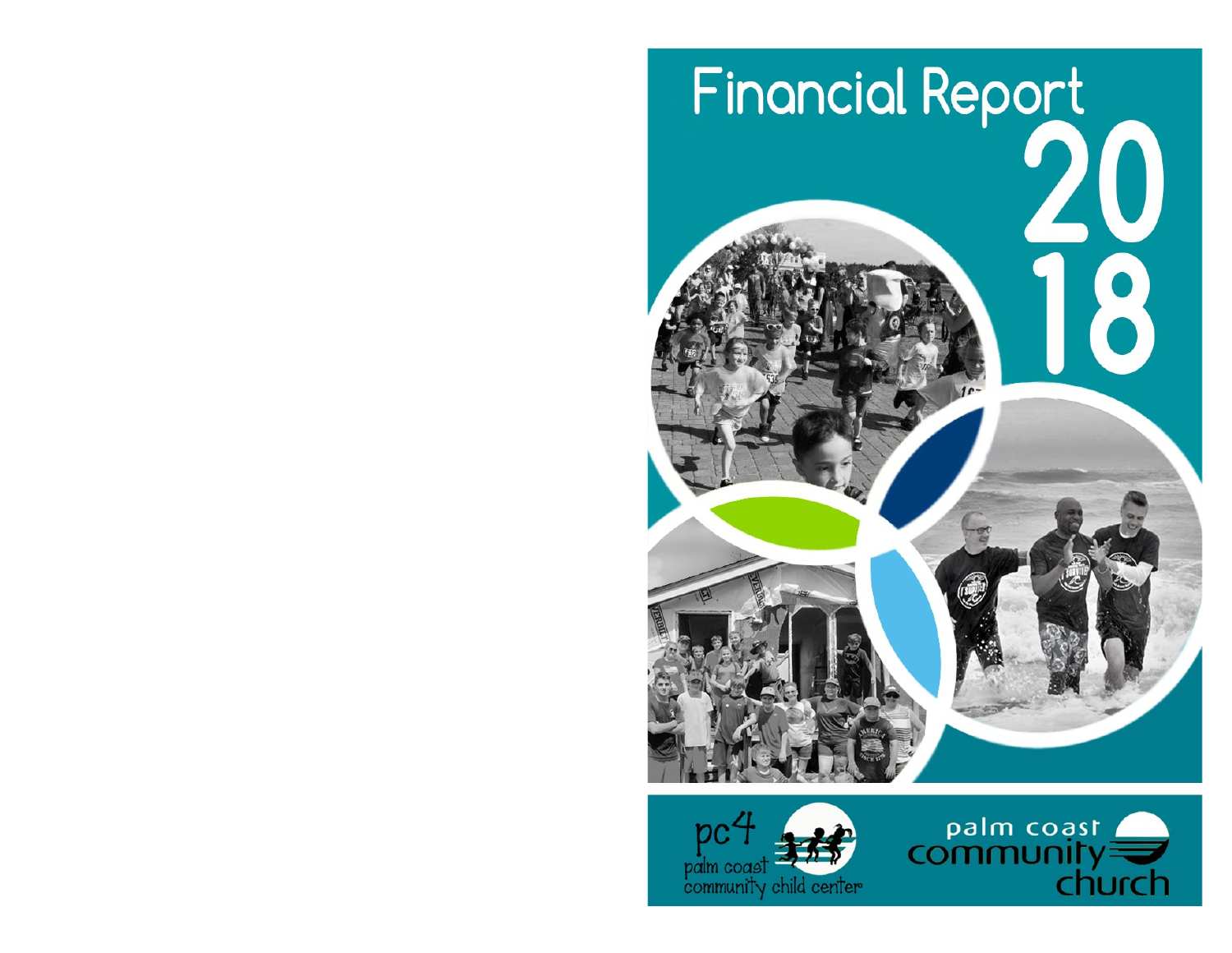# Financial Report 2018

pc4 palm coast community child center

palm coast community church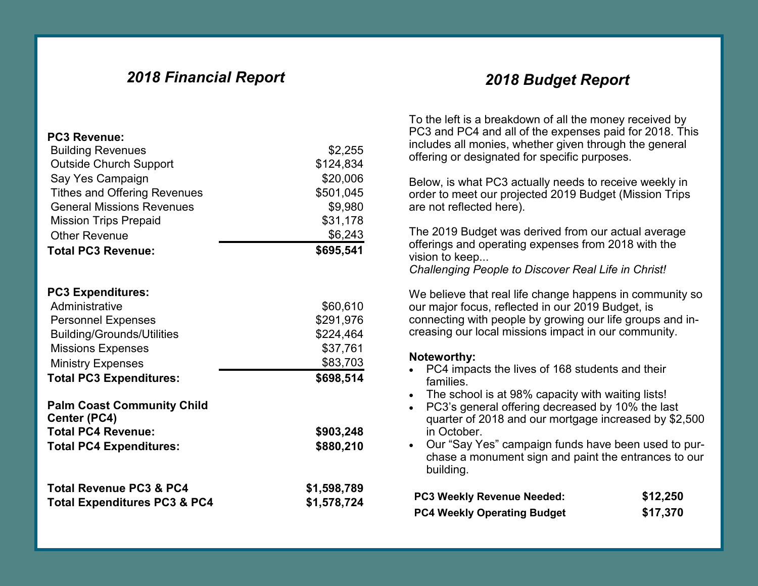## 2018 Financial Report

| | |
|---|---|
| **PC3 Revenue:** | |
| Building Revenues | $2,255 |
| Outside Church Support | $124,834 |
| Say Yes Campaign | $20,006 |
| Tithes and Offering Revenues | $501,045 |
| General Missions Revenues | $9,980 |
| Mission Trips Prepaid | $31,178 |
| Other Revenue | $6,243 |
| **Total PC3 Revenue:** | **$695,541** |
| **PC3 Expenditures:** | |
| Administrative | $60,610 |
| Personnel Expenses | $291,976 |
| Building/Grounds/Utilities | $224,464 |
| Missions Expenses | $37,761 |
| Ministry Expenses | $83,703 |
| **Total PC3 Expenditures:** | **$698,514** |
| **Palm Coast Community Child Center (PC4)** | |
| **Total PC4 Revenue:** | **$903,248** |
| **Total PC4 Expenditures:** | **$880,210** |
| **Total Revenue PC3 & PC4** | **$1,598,789** |
| **Total Expenditures PC3 & PC4** | **$1,578,724** |

## 2018 Budget Report

To the left is a breakdown of all the money received by PC3 and PC4 and all of the expenses paid for 2018. This includes all monies, whether given through the general offering or designated for specific purposes.

Below, is what PC3 actually needs to receive weekly in order to meet our projected 2019 Budget (Mission Trips are not reflected here).

The 2019 Budget was derived from our actual average offerings and operating expenses from 2018 with the vision to keep...
*Challenging People to Discover Real Life in Christ!*

We believe that real life change happens in community so our major focus, reflected in our 2019 Budget, is connecting with people by growing our life groups and increasing our local missions impact in our community.

**Noteworthy:**

- PC4 impacts the lives of 168 students and their families.
- The school is at 98% capacity with waiting lists!
- PC3's general offering decreased by 10% the last quarter of 2018 and our mortgage increased by $2,500 in October.
- Our "Say Yes" campaign funds have been used to purchase a monument sign and paint the entrances to our building.

| | |
|---|---|
| **PC3 Weekly Revenue Needed:** | **$12,250** |
| **PC4 Weekly Operating Budget** | **$17,370** |